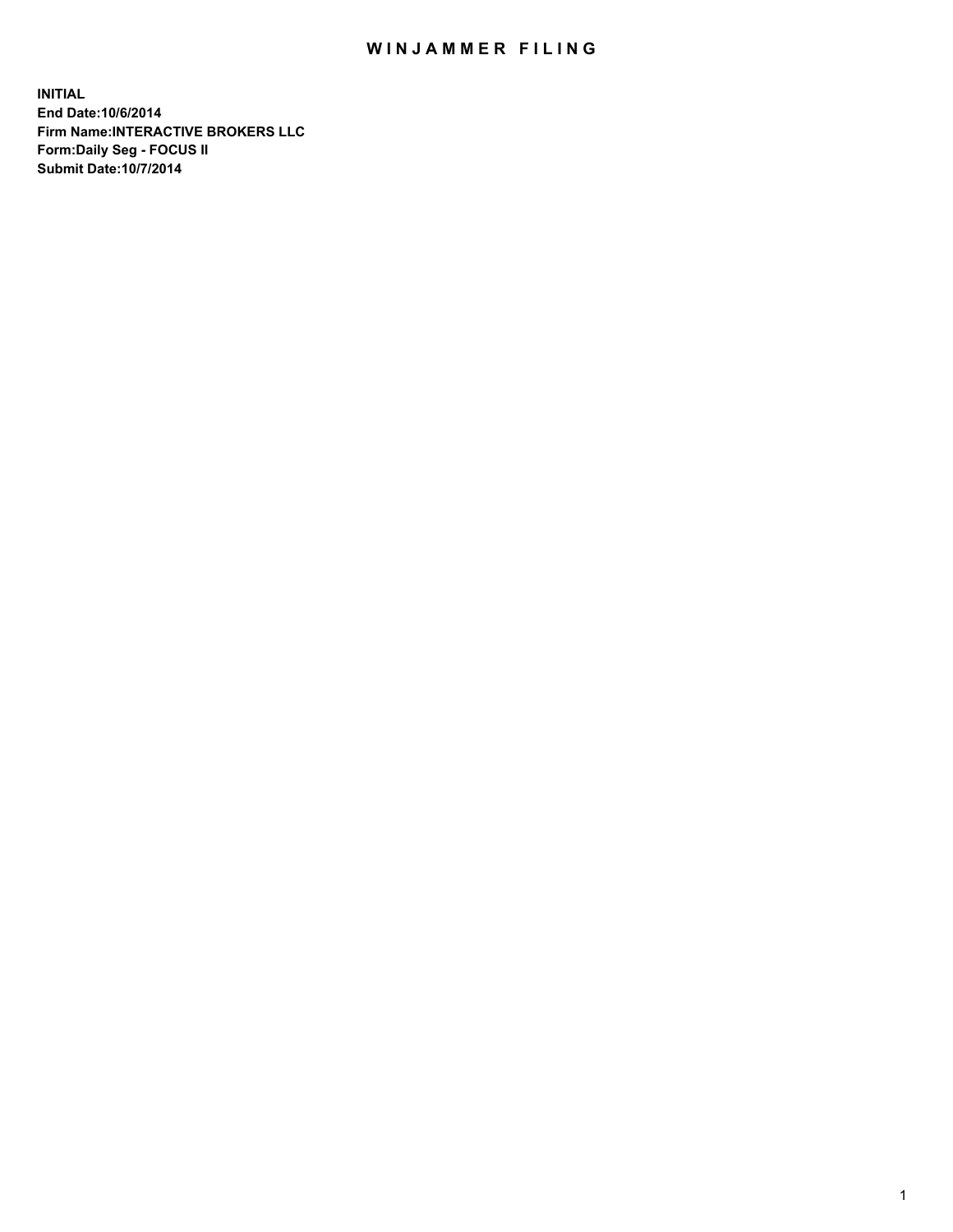# WINJAMMER FILING

**INITIAL**
**End Date:10/6/2014**
**Firm Name:INTERACTIVE BROKERS LLC**
**Form:Daily Seg - FOCUS II**
**Submit Date:10/7/2014**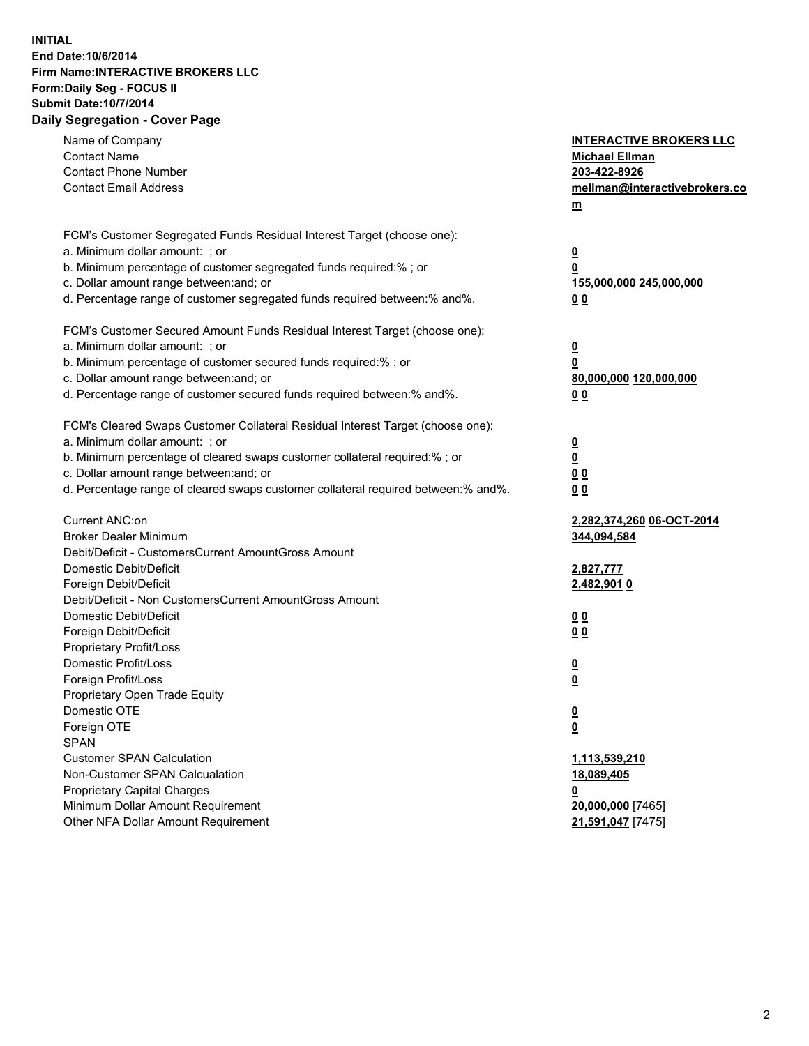**INITIAL**
**End Date:10/6/2014**
**Firm Name:INTERACTIVE BROKERS LLC**
**Form:Daily Seg - FOCUS II**
**Submit Date:10/7/2014**

## Daily Segregation - Cover Page

| | |
|---|---|
| Name of Company | **INTERACTIVE BROKERS LLC** |
| Contact Name | **Michael Ellman** |
| Contact Phone Number | **203-422-8926** |
| Contact Email Address | **mellman@interactivebrokers.com** |
| FCM's Customer Segregated Funds Residual Interest Target (choose one): | |
| a. Minimum dollar amount: ; or | **0** |
| b. Minimum percentage of customer segregated funds required:% ; or | **0** |
| c. Dollar amount range between:and; or | **155,000,000** **245,000,000** |
| d. Percentage range of customer segregated funds required between:% and%. | **0** **0** |
| FCM's Customer Secured Amount Funds Residual Interest Target (choose one): | |
| a. Minimum dollar amount: ; or | **0** |
| b. Minimum percentage of customer secured funds required:% ; or | **0** |
| c. Dollar amount range between:and; or | **80,000,000** **120,000,000** |
| d. Percentage range of customer secured funds required between:% and%. | **0** **0** |
| FCM's Cleared Swaps Customer Collateral Residual Interest Target (choose one): | |
| a. Minimum dollar amount: ; or | **0** |
| b. Minimum percentage of cleared swaps customer collateral required:% ; or | **0** |
| c. Dollar amount range between:and; or | **0** **0** |
| d. Percentage range of cleared swaps customer collateral required between:% and%. | **0** **0** |
| Current ANC:on | **2,282,374,260** **06-OCT-2014** |
| Broker Dealer Minimum | **344,094,584** |
| Debit/Deficit - CustomersCurrent AmountGross Amount | |
| Domestic Debit/Deficit | **2,827,777** |
| Foreign Debit/Deficit | **2,482,901** **0** |
| Debit/Deficit - Non CustomersCurrent AmountGross Amount | |
| Domestic Debit/Deficit | **0** **0** |
| Foreign Debit/Deficit | **0** **0** |
| Proprietary Profit/Loss | |
| Domestic Profit/Loss | **0** |
| Foreign Profit/Loss | **0** |
| Proprietary Open Trade Equity | |
| Domestic OTE | **0** |
| Foreign OTE | **0** |
| SPAN | |
| Customer SPAN Calculation | **1,113,539,210** |
| Non-Customer SPAN Calcualation | **18,089,405** |
| Proprietary Capital Charges | **0** |
| Minimum Dollar Amount Requirement | **20,000,000** [7465] |
| Other NFA Dollar Amount Requirement | **21,591,047** [7475] |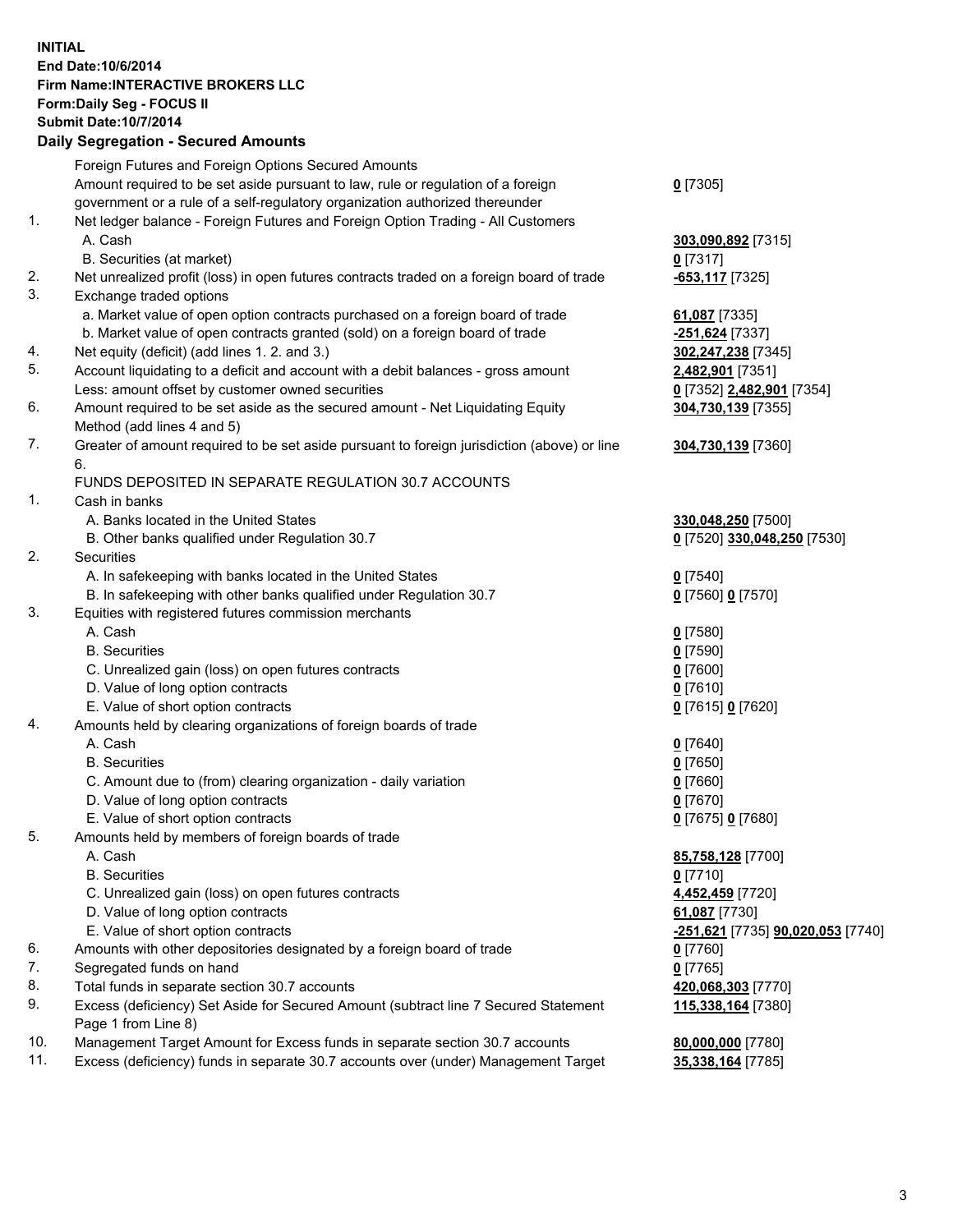**INITIAL**
**End Date:10/6/2014**
**Firm Name:INTERACTIVE BROKERS LLC**
**Form:Daily Seg - FOCUS II**
**Submit Date:10/7/2014**

## Daily Segregation - Secured Amounts

| | | |
|---|---|---|
| | Foreign Futures and Foreign Options Secured Amounts | |
| | Amount required to be set aside pursuant to law, rule or regulation of a foreign government or a rule of a self-regulatory organization authorized thereunder | **0** [7305] |
| 1. | Net ledger balance - Foreign Futures and Foreign Option Trading - All Customers | |
| | A. Cash | **303,090,892** [7315] |
| | B. Securities (at market) | **0** [7317] |
| 2. | Net unrealized profit (loss) in open futures contracts traded on a foreign board of trade | **-653,117** [7325] |
| 3. | Exchange traded options | |
| | a. Market value of open option contracts purchased on a foreign board of trade | **61,087** [7335] |
| | b. Market value of open contracts granted (sold) on a foreign board of trade | **-251,624** [7337] |
| 4. | Net equity (deficit) (add lines 1. 2. and 3.) | **302,247,238** [7345] |
| 5. | Account liquidating to a deficit and account with a debit balances - gross amount | **2,482,901** [7351] |
| | Less: amount offset by customer owned securities | **0** [7352] **2,482,901** [7354] |
| 6. | Amount required to be set aside as the secured amount - Net Liquidating Equity Method (add lines 4 and 5) | **304,730,139** [7355] |
| 7. | Greater of amount required to be set aside pursuant to foreign jurisdiction (above) or line 6. | **304,730,139** [7360] |
| | FUNDS DEPOSITED IN SEPARATE REGULATION 30.7 ACCOUNTS | |
| 1. | Cash in banks | |
| | A. Banks located in the United States | **330,048,250** [7500] |
| | B. Other banks qualified under Regulation 30.7 | **0** [7520] **330,048,250** [7530] |
| 2. | Securities | |
| | A. In safekeeping with banks located in the United States | **0** [7540] |
| | B. In safekeeping with other banks qualified under Regulation 30.7 | **0** [7560] **0** [7570] |
| 3. | Equities with registered futures commission merchants | |
| | A. Cash | **0** [7580] |
| | B. Securities | **0** [7590] |
| | C. Unrealized gain (loss) on open futures contracts | **0** [7600] |
| | D. Value of long option contracts | **0** [7610] |
| | E. Value of short option contracts | **0** [7615] **0** [7620] |
| 4. | Amounts held by clearing organizations of foreign boards of trade | |
| | A. Cash | **0** [7640] |
| | B. Securities | **0** [7650] |
| | C. Amount due to (from) clearing organization - daily variation | **0** [7660] |
| | D. Value of long option contracts | **0** [7670] |
| | E. Value of short option contracts | **0** [7675] **0** [7680] |
| 5. | Amounts held by members of foreign boards of trade | |
| | A. Cash | **85,758,128** [7700] |
| | B. Securities | **0** [7710] |
| | C. Unrealized gain (loss) on open futures contracts | **4,452,459** [7720] |
| | D. Value of long option contracts | **61,087** [7730] |
| | E. Value of short option contracts | **-251,621** [7735] **90,020,053** [7740] |
| 6. | Amounts with other depositories designated by a foreign board of trade | **0** [7760] |
| 7. | Segregated funds on hand | **0** [7765] |
| 8. | Total funds in separate section 30.7 accounts | **420,068,303** [7770] |
| 9. | Excess (deficiency) Set Aside for Secured Amount (subtract line 7 Secured Statement Page 1 from Line 8) | **115,338,164** [7380] |
| 10. | Management Target Amount for Excess funds in separate section 30.7 accounts | **80,000,000** [7780] |
| 11. | Excess (deficiency) funds in separate 30.7 accounts over (under) Management Target | **35,338,164** [7785] |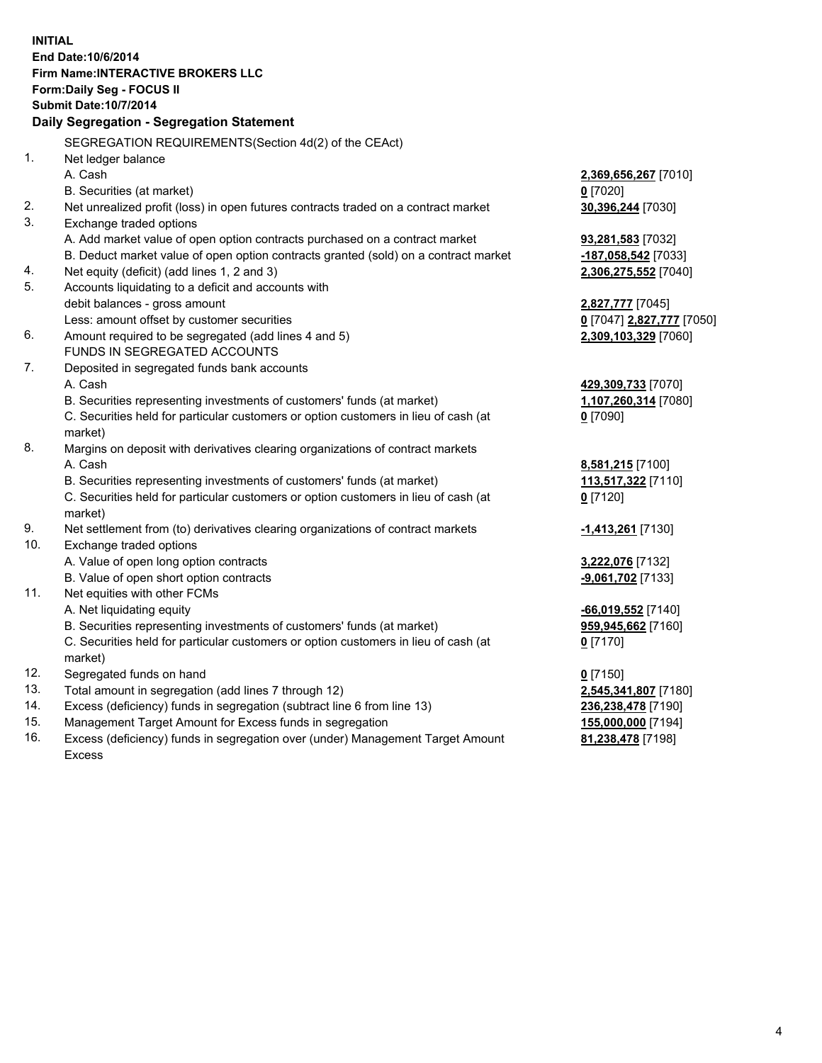**INITIAL**
**End Date:10/6/2014**
**Firm Name:INTERACTIVE BROKERS LLC**
**Form:Daily Seg - FOCUS II**
**Submit Date:10/7/2014**

## Daily Segregation - Segregation Statement

SEGREGATION REQUIREMENTS(Section 4d(2) of the CEAct)

| | | |
|---|---|---|
| 1. | Net ledger balance | |
| | A. Cash | **2,369,656,267** [7010] |
| | B. Securities (at market) | **0** [7020] |
| 2. | Net unrealized profit (loss) in open futures contracts traded on a contract market | **30,396,244** [7030] |
| 3. | Exchange traded options | |
| | A. Add market value of open option contracts purchased on a contract market | **93,281,583** [7032] |
| | B. Deduct market value of open option contracts granted (sold) on a contract market | **-187,058,542** [7033] |
| 4. | Net equity (deficit) (add lines 1, 2 and 3) | **2,306,275,552** [7040] |
| 5. | Accounts liquidating to a deficit and accounts with debit balances - gross amount | **2,827,777** [7045] |
| | Less: amount offset by customer securities | **0** [7047] **2,827,777** [7050] |
| 6. | Amount required to be segregated (add lines 4 and 5) | **2,309,103,329** [7060] |
| | FUNDS IN SEGREGATED ACCOUNTS | |
| 7. | Deposited in segregated funds bank accounts | |
| | A. Cash | **429,309,733** [7070] |
| | B. Securities representing investments of customers' funds (at market) | **1,107,260,314** [7080] |
| | C. Securities held for particular customers or option customers in lieu of cash (at market) | **0** [7090] |
| 8. | Margins on deposit with derivatives clearing organizations of contract markets | |
| | A. Cash | **8,581,215** [7100] |
| | B. Securities representing investments of customers' funds (at market) | **113,517,322** [7110] |
| | C. Securities held for particular customers or option customers in lieu of cash (at market) | **0** [7120] |
| 9. | Net settlement from (to) derivatives clearing organizations of contract markets | **-1,413,261** [7130] |
| 10. | Exchange traded options | |
| | A. Value of open long option contracts | **3,222,076** [7132] |
| | B. Value of open short option contracts | **-9,061,702** [7133] |
| 11. | Net equities with other FCMs | |
| | A. Net liquidating equity | **-66,019,552** [7140] |
| | B. Securities representing investments of customers' funds (at market) | **959,945,662** [7160] |
| | C. Securities held for particular customers or option customers in lieu of cash (at market) | **0** [7170] |
| 12. | Segregated funds on hand | **0** [7150] |
| 13. | Total amount in segregation (add lines 7 through 12) | **2,545,341,807** [7180] |
| 14. | Excess (deficiency) funds in segregation (subtract line 6 from line 13) | **236,238,478** [7190] |
| 15. | Management Target Amount for Excess funds in segregation | **155,000,000** [7194] |
| 16. | Excess (deficiency) funds in segregation over (under) Management Target Amount Excess | **81,238,478** [7198] |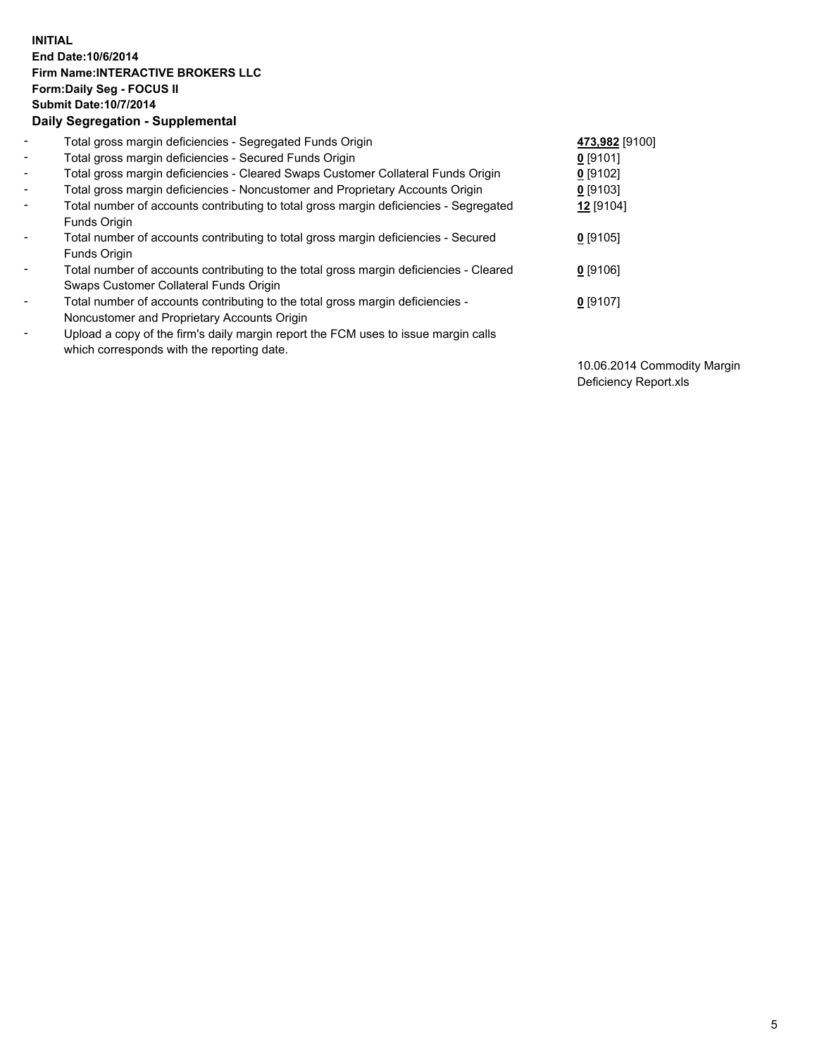**INITIAL**
**End Date:10/6/2014**
**Firm Name:INTERACTIVE BROKERS LLC**
**Form:Daily Seg - FOCUS II**
**Submit Date:10/7/2014**
**Daily Segregation - Supplemental**

| | | |
|---|---|---|
| - | Total gross margin deficiencies - Segregated Funds Origin | **473,982** [9100] |
| - | Total gross margin deficiencies - Secured Funds Origin | **0** [9101] |
| - | Total gross margin deficiencies - Cleared Swaps Customer Collateral Funds Origin | **0** [9102] |
| - | Total gross margin deficiencies - Noncustomer and Proprietary Accounts Origin | **0** [9103] |
| - | Total number of accounts contributing to total gross margin deficiencies - Segregated Funds Origin | **12** [9104] |
| - | Total number of accounts contributing to total gross margin deficiencies - Secured Funds Origin | **0** [9105] |
| - | Total number of accounts contributing to the total gross margin deficiencies - Cleared Swaps Customer Collateral Funds Origin | **0** [9106] |
| - | Total number of accounts contributing to the total gross margin deficiencies - Noncustomer and Proprietary Accounts Origin | **0** [9107] |
| - | Upload a copy of the firm's daily margin report the FCM uses to issue margin calls which corresponds with the reporting date. | 10.06.2014 Commodity Margin Deficiency Report.xls |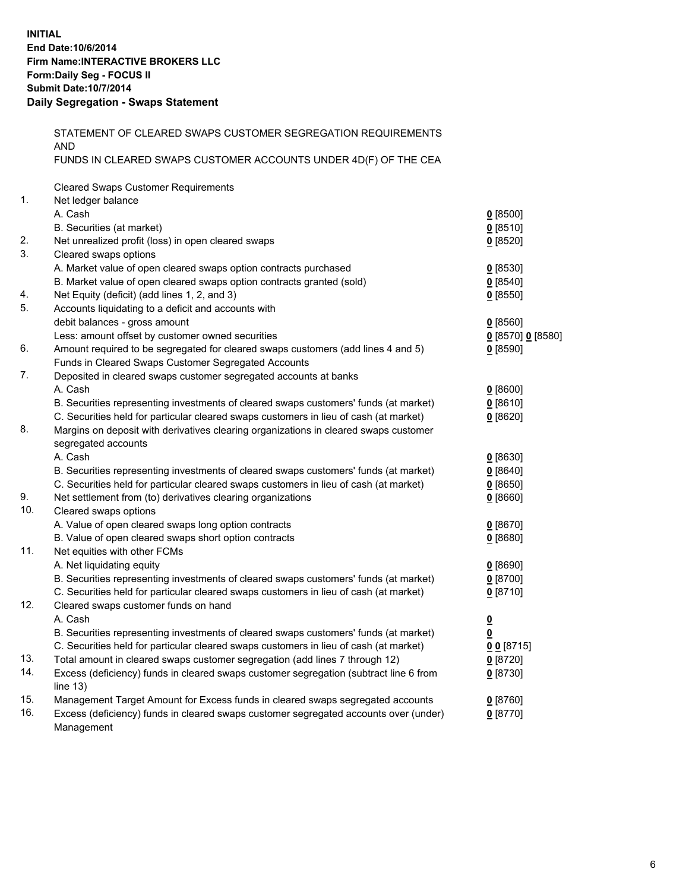**INITIAL**
**End Date:10/6/2014**
**Firm Name:INTERACTIVE BROKERS LLC**
**Form:Daily Seg - FOCUS II**
**Submit Date:10/7/2014**
**Daily Segregation - Swaps Statement**

STATEMENT OF CLEARED SWAPS CUSTOMER SEGREGATION REQUIREMENTS
AND
FUNDS IN CLEARED SWAPS CUSTOMER ACCOUNTS UNDER 4D(F) OF THE CEA

| | | |
|---|---|---|
| | Cleared Swaps Customer Requirements | |
| 1. | Net ledger balance | |
| | A. Cash | 0 [8500] |
| | B. Securities (at market) | 0 [8510] |
| 2. | Net unrealized profit (loss) in open cleared swaps | 0 [8520] |
| 3. | Cleared swaps options | |
| | A. Market value of open cleared swaps option contracts purchased | 0 [8530] |
| | B. Market value of open cleared swaps option contracts granted (sold) | 0 [8540] |
| 4. | Net Equity (deficit) (add lines 1, 2, and 3) | 0 [8550] |
| 5. | Accounts liquidating to a deficit and accounts with | |
| | debit balances - gross amount | 0 [8560] |
| | Less: amount offset by customer owned securities | 0 [8570] 0 [8580] |
| 6. | Amount required to be segregated for cleared swaps customers (add lines 4 and 5) | 0 [8590] |
| | Funds in Cleared Swaps Customer Segregated Accounts | |
| 7. | Deposited in cleared swaps customer segregated accounts at banks | |
| | A. Cash | 0 [8600] |
| | B. Securities representing investments of cleared swaps customers' funds (at market) | 0 [8610] |
| | C. Securities held for particular cleared swaps customers in lieu of cash (at market) | 0 [8620] |
| 8. | Margins on deposit with derivatives clearing organizations in cleared swaps customer segregated accounts | |
| | A. Cash | 0 [8630] |
| | B. Securities representing investments of cleared swaps customers' funds (at market) | 0 [8640] |
| | C. Securities held for particular cleared swaps customers in lieu of cash (at market) | 0 [8650] |
| 9. | Net settlement from (to) derivatives clearing organizations | 0 [8660] |
| 10. | Cleared swaps options | |
| | A. Value of open cleared swaps long option contracts | 0 [8670] |
| | B. Value of open cleared swaps short option contracts | 0 [8680] |
| 11. | Net equities with other FCMs | |
| | A. Net liquidating equity | 0 [8690] |
| | B. Securities representing investments of cleared swaps customers' funds (at market) | 0 [8700] |
| | C. Securities held for particular cleared swaps customers in lieu of cash (at market) | 0 [8710] |
| 12. | Cleared swaps customer funds on hand | |
| | A. Cash | 0 |
| | B. Securities representing investments of cleared swaps customers' funds (at market) | 0 |
| | C. Securities held for particular cleared swaps customers in lieu of cash (at market) | 0 0 [8715] |
| 13. | Total amount in cleared swaps customer segregation (add lines 7 through 12) | 0 [8720] |
| 14. | Excess (deficiency) funds in cleared swaps customer segregation (subtract line 6 from line 13) | 0 [8730] |
| 15. | Management Target Amount for Excess funds in cleared swaps segregated accounts | 0 [8760] |
| 16. | Excess (deficiency) funds in cleared swaps customer segregated accounts over (under) Management | 0 [8770] |